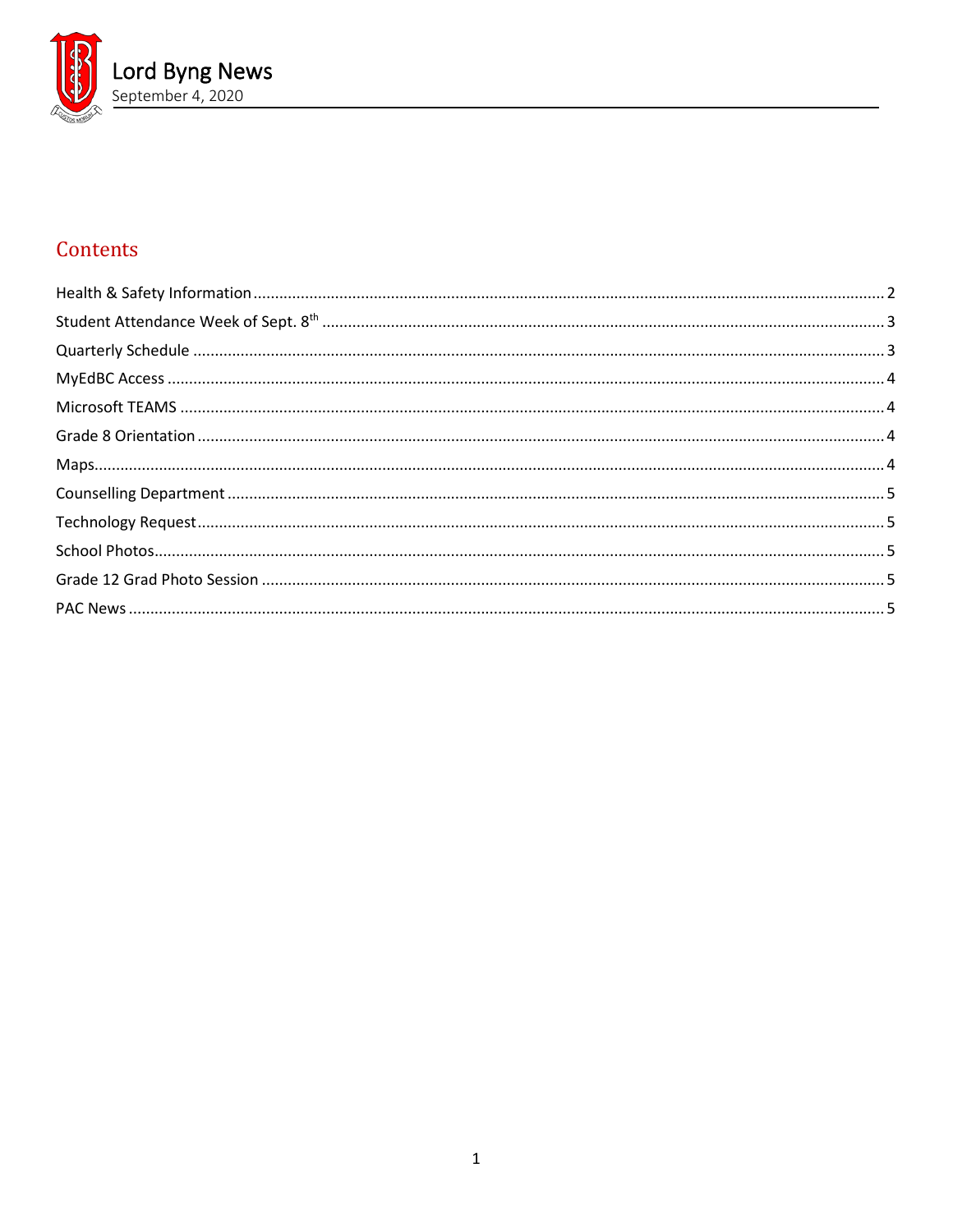# Lord Byng News

September 4, 2020

## Contents

Health & Safety Information ........ 2
Student Attendance Week of Sept. 8th ........ 3
Quarterly Schedule ........ 3
MyEdBC Access ........ 4
Microsoft TEAMS ........ 4
Grade 8 Orientation ........ 4
Maps ........ 4
Counselling Department ........ 5
Technology Request ........ 5
School Photos ........ 5
Grade 12 Grad Photo Session ........ 5
PAC News ........ 5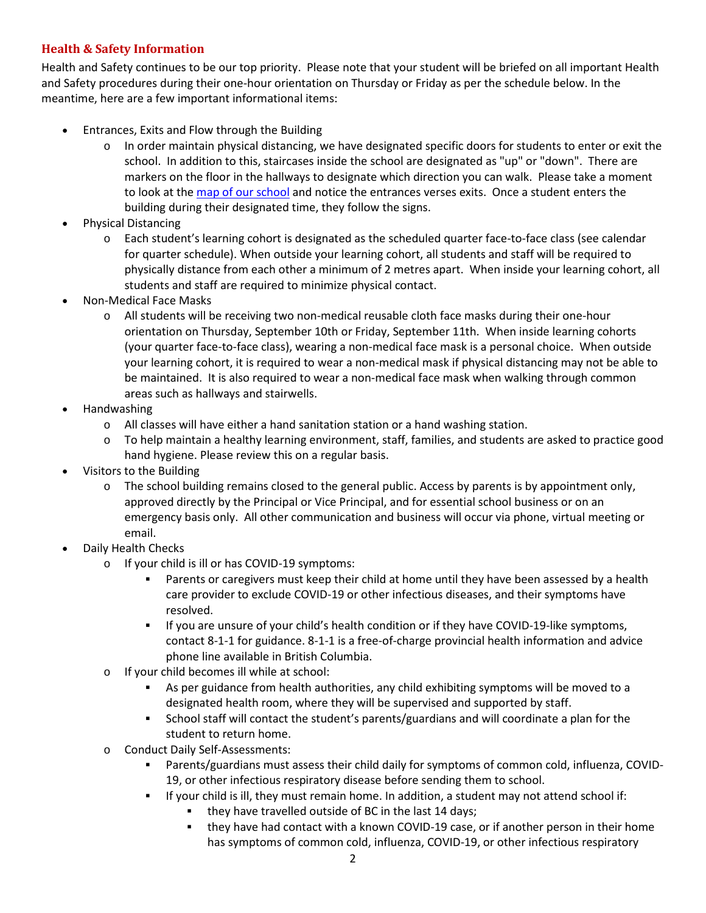## Health & Safety Information

Health and Safety continues to be our top priority. Please note that your student will be briefed on all important Health and Safety procedures during their one-hour orientation on Thursday or Friday as per the schedule below. In the meantime, here are a few important informational items:

- Entrances, Exits and Flow through the Building
  - In order maintain physical distancing, we have designated specific doors for students to enter or exit the school. In addition to this, staircases inside the school are designated as "up" or "down". There are markers on the floor in the hallways to designate which direction you can walk. Please take a moment to look at the map of our school and notice the entrances verses exits. Once a student enters the building during their designated time, they follow the signs.
- Physical Distancing
  - Each student's learning cohort is designated as the scheduled quarter face-to-face class (see calendar for quarter schedule). When outside your learning cohort, all students and staff will be required to physically distance from each other a minimum of 2 metres apart. When inside your learning cohort, all students and staff are required to minimize physical contact.
- Non-Medical Face Masks
  - All students will be receiving two non-medical reusable cloth face masks during their one-hour orientation on Thursday, September 10th or Friday, September 11th. When inside learning cohorts (your quarter face-to-face class), wearing a non-medical face mask is a personal choice. When outside your learning cohort, it is required to wear a non-medical mask if physical distancing may not be able to be maintained. It is also required to wear a non-medical face mask when walking through common areas such as hallways and stairwells.
- Handwashing
  - All classes will have either a hand sanitation station or a hand washing station.
  - To help maintain a healthy learning environment, staff, families, and students are asked to practice good hand hygiene. Please review this on a regular basis.
- Visitors to the Building
  - The school building remains closed to the general public. Access by parents is by appointment only, approved directly by the Principal or Vice Principal, and for essential school business or on an emergency basis only. All other communication and business will occur via phone, virtual meeting or email.
- Daily Health Checks
  - If your child is ill or has COVID-19 symptoms:
    - Parents or caregivers must keep their child at home until they have been assessed by a health care provider to exclude COVID-19 or other infectious diseases, and their symptoms have resolved.
    - If you are unsure of your child's health condition or if they have COVID-19-like symptoms, contact 8-1-1 for guidance. 8-1-1 is a free-of-charge provincial health information and advice phone line available in British Columbia.
  - If your child becomes ill while at school:
    - As per guidance from health authorities, any child exhibiting symptoms will be moved to a designated health room, where they will be supervised and supported by staff.
    - School staff will contact the student's parents/guardians and will coordinate a plan for the student to return home.
  - Conduct Daily Self-Assessments:
    - Parents/guardians must assess their child daily for symptoms of common cold, influenza, COVID-19, or other infectious respiratory disease before sending them to school.
    - If your child is ill, they must remain home. In addition, a student may not attend school if:
      - they have travelled outside of BC in the last 14 days;
      - they have had contact with a known COVID-19 case, or if another person in their home has symptoms of common cold, influenza, COVID-19, or other infectious respiratory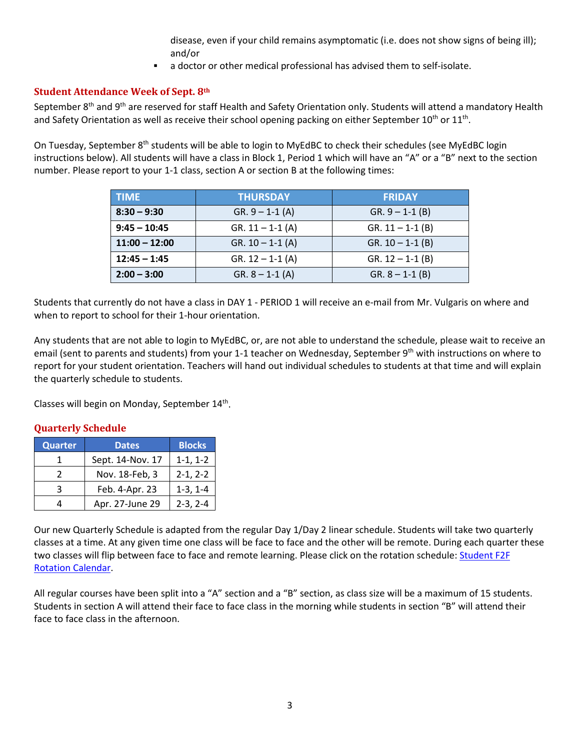disease, even if your child remains asymptomatic (i.e. does not show signs of being ill); and/or

- a doctor or other medical professional has advised them to self-isolate.

## Student Attendance Week of Sept. 8th

September 8th and 9th are reserved for staff Health and Safety Orientation only. Students will attend a mandatory Health and Safety Orientation as well as receive their school opening packing on either September 10th or 11th.

On Tuesday, September 8th students will be able to login to MyEdBC to check their schedules (see MyEdBC login instructions below). All students will have a class in Block 1, Period 1 which will have an "A" or a "B" next to the section number. Please report to your 1-1 class, section A or section B at the following times:

| TIME | THURSDAY | FRIDAY |
|---|---|---|
| **8:30 – 9:30** | GR. 9 – 1-1 (A) | GR. 9 – 1-1 (B) |
| **9:45 – 10:45** | GR. 11 – 1-1 (A) | GR. 11 – 1-1 (B) |
| **11:00 – 12:00** | GR. 10 – 1-1 (A) | GR. 10 – 1-1 (B) |
| **12:45 – 1:45** | GR. 12 – 1-1 (A) | GR. 12 – 1-1 (B) |
| **2:00 – 3:00** | GR. 8 – 1-1 (A) | GR. 8 – 1-1 (B) |

Students that currently do not have a class in DAY 1 - PERIOD 1 will receive an e-mail from Mr. Vulgaris on where and when to report to school for their 1-hour orientation.

Any students that are not able to login to MyEdBC, or, are not able to understand the schedule, please wait to receive an email (sent to parents and students) from your 1-1 teacher on Wednesday, September 9th with instructions on where to report for your student orientation. Teachers will hand out individual schedules to students at that time and will explain the quarterly schedule to students.

Classes will begin on Monday, September 14th.

## Quarterly Schedule

| Quarter | Dates | Blocks |
|---|---|---|
| 1 | Sept. 14-Nov. 17 | 1-1, 1-2 |
| 2 | Nov. 18-Feb, 3 | 2-1, 2-2 |
| 3 | Feb. 4-Apr. 23 | 1-3, 1-4 |
| 4 | Apr. 27-June 29 | 2-3, 2-4 |

Our new Quarterly Schedule is adapted from the regular Day 1/Day 2 linear schedule. Students will take two quarterly classes at a time. At any given time one class will be face to face and the other will be remote. During each quarter these two classes will flip between face to face and remote learning. Please click on the rotation schedule: Student F2F Rotation Calendar.

All regular courses have been split into a "A" section and a "B" section, as class size will be a maximum of 15 students. Students in section A will attend their face to face class in the morning while students in section "B" will attend their face to face class in the afternoon.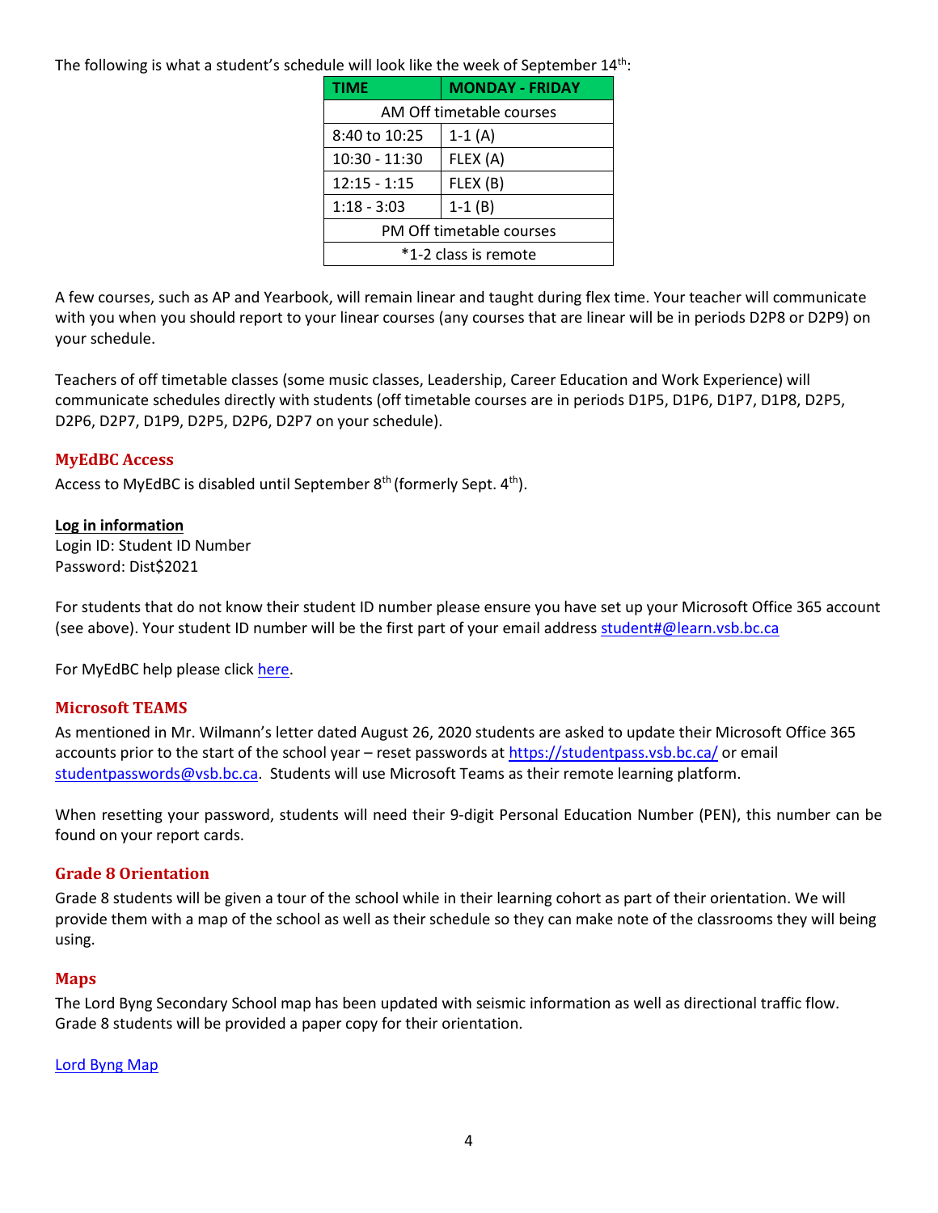The following is what a student's schedule will look like the week of September 14th:

| TIME | MONDAY - FRIDAY |
| --- | --- |
| AM Off timetable courses | |
| 8:40 to 10:25 | 1-1 (A) |
| 10:30 - 11:30 | FLEX (A) |
| 12:15 - 1:15 | FLEX (B) |
| 1:18 - 3:03 | 1-1 (B) |
| PM Off timetable courses | |
| *1-2 class is remote | |

A few courses, such as AP and Yearbook, will remain linear and taught during flex time. Your teacher will communicate with you when you should report to your linear courses (any courses that are linear will be in periods D2P8 or D2P9) on your schedule.

Teachers of off timetable classes (some music classes, Leadership, Career Education and Work Experience) will communicate schedules directly with students (off timetable courses are in periods D1P5, D1P6, D1P7, D1P8, D2P5, D2P6, D2P7, D1P9, D2P5, D2P6, D2P7 on your schedule).

## MyEdBC Access

Access to MyEdBC is disabled until September 8th (formerly Sept. 4th).

**Log in information**

Login ID: Student ID Number
Password: Dist$2021

For students that do not know their student ID number please ensure you have set up your Microsoft Office 365 account (see above). Your student ID number will be the first part of your email address student#@learn.vsb.bc.ca

For MyEdBC help please click here.

## Microsoft TEAMS

As mentioned in Mr. Wilmann's letter dated August 26, 2020 students are asked to update their Microsoft Office 365 accounts prior to the start of the school year – reset passwords at https://studentpass.vsb.bc.ca/ or email studentpasswords@vsb.bc.ca. Students will use Microsoft Teams as their remote learning platform.

When resetting your password, students will need their 9-digit Personal Education Number (PEN), this number can be found on your report cards.

## Grade 8 Orientation

Grade 8 students will be given a tour of the school while in their learning cohort as part of their orientation. We will provide them with a map of the school as well as their schedule so they can make note of the classrooms they will being using.

## Maps

The Lord Byng Secondary School map has been updated with seismic information as well as directional traffic flow. Grade 8 students will be provided a paper copy for their orientation.

Lord Byng Map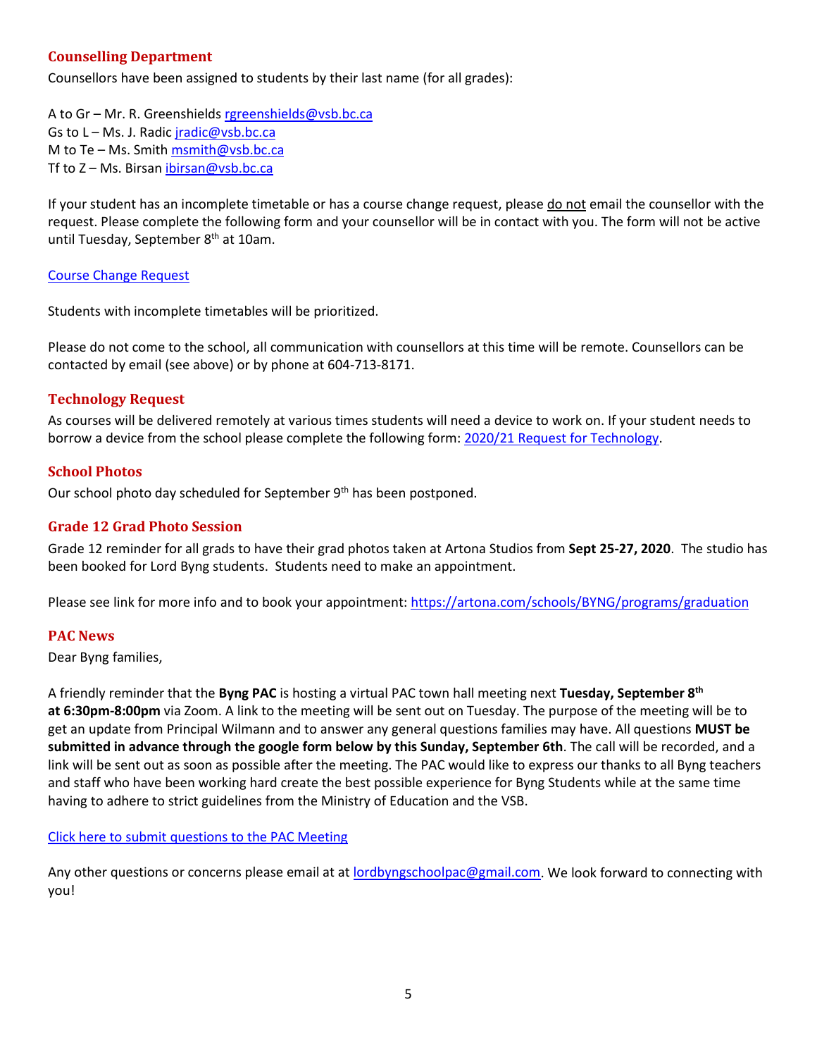## Counselling Department

Counsellors have been assigned to students by their last name (for all grades):

A to Gr – Mr. R. Greenshields rgreenshields@vsb.bc.ca
Gs to L – Ms. J. Radic jradic@vsb.bc.ca
M to Te – Ms. Smith msmith@vsb.bc.ca
Tf to Z – Ms. Birsan ibirsan@vsb.bc.ca

If your student has an incomplete timetable or has a course change request, please do not email the counsellor with the request. Please complete the following form and your counsellor will be in contact with you. The form will not be active until Tuesday, September 8th at 10am.

Course Change Request

Students with incomplete timetables will be prioritized.

Please do not come to the school, all communication with counsellors at this time will be remote. Counsellors can be contacted by email (see above) or by phone at 604-713-8171.

## Technology Request

As courses will be delivered remotely at various times students will need a device to work on. If your student needs to borrow a device from the school please complete the following form: 2020/21 Request for Technology.

## School Photos

Our school photo day scheduled for September 9th has been postponed.

## Grade 12 Grad Photo Session

Grade 12 reminder for all grads to have their grad photos taken at Artona Studios from **Sept 25-27, 2020**. The studio has been booked for Lord Byng students. Students need to make an appointment.

Please see link for more info and to book your appointment: https://artona.com/schools/BYNG/programs/graduation

## PAC News

Dear Byng families,

A friendly reminder that the **Byng PAC** is hosting a virtual PAC town hall meeting next **Tuesday, September 8th at 6:30pm-8:00pm** via Zoom. A link to the meeting will be sent out on Tuesday. The purpose of the meeting will be to get an update from Principal Wilmann and to answer any general questions families may have. All questions **MUST be submitted in advance through the google form below by this Sunday, September 6th**. The call will be recorded, and a link will be sent out as soon as possible after the meeting. The PAC would like to express our thanks to all Byng teachers and staff who have been working hard create the best possible experience for Byng Students while at the same time having to adhere to strict guidelines from the Ministry of Education and the VSB.

Click here to submit questions to the PAC Meeting

Any other questions or concerns please email at at lordbyngschoolpac@gmail.com. We look forward to connecting with you!